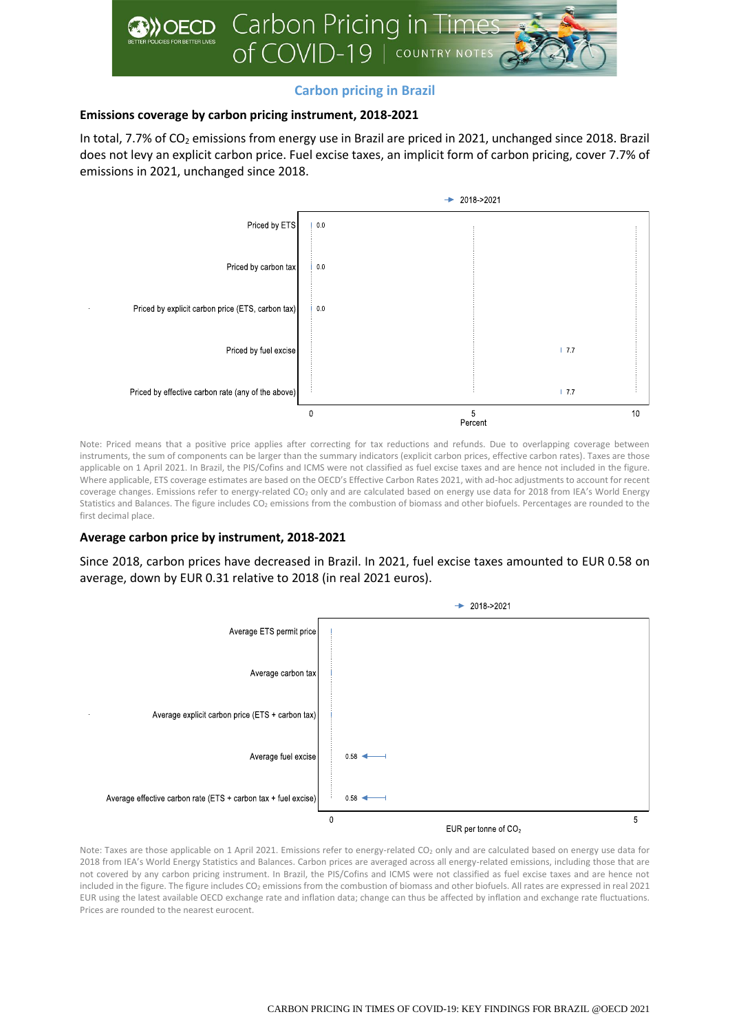# Carbon Pricing in Times of COVID-19 | COUNTRY NOTES

## Carbon pricing in Brazil

### Emissions coverage by carbon pricing instrument, 2018-2021

In total, 7.7% of $CO_2$ emissions from energy use in Brazil are priced in 2021, unchanged since 2018. Brazil does not levy an explicit carbon price. Fuel excise taxes, an implicit form of carbon pricing, cover 7.7% of emissions in 2021, unchanged since 2018.

| | 2018->2021 (Percent) |
|---|---|
| Priced by ETS | 0.0 |
| Priced by carbon tax | 0.0 |
| Priced by explicit carbon price (ETS, carbon tax) | 0.0 |
| Priced by fuel excise | 7.7 |
| Priced by effective carbon rate (any of the above) | 7.7 |

Note: Priced means that a positive price applies after correcting for tax reductions and refunds. Due to overlapping coverage between instruments, the sum of components can be larger than the summary indicators (explicit carbon prices, effective carbon rates). Taxes are those applicable on 1 April 2021. In Brazil, the PIS/Cofins and ICMS were not classified as fuel excise taxes and are hence not included in the figure. Where applicable, ETS coverage estimates are based on the OECD's Effective Carbon Rates 2021, with ad-hoc adjustments to account for recent coverage changes. Emissions refer to energy-related $CO_2$ only and are calculated based on energy use data for 2018 from IEA's World Energy Statistics and Balances. The figure includes $CO_2$ emissions from the combustion of biomass and other biofuels. Percentages are rounded to the first decimal place.

### Average carbon price by instrument, 2018-2021

Since 2018, carbon prices have decreased in Brazil. In 2021, fuel excise taxes amounted to EUR 0.58 on average, down by EUR 0.31 relative to 2018 (in real 2021 euros).

| | 2018->2021 (EUR per tonne of $CO_2$) |
|---|---|
| Average ETS permit price | |
| Average carbon tax | |
| Average explicit carbon price (ETS + carbon tax) | |
| Average fuel excise | 0.58 |
| Average effective carbon rate (ETS + carbon tax + fuel excise) | 0.58 |

Note: Taxes are those applicable on 1 April 2021. Emissions refer to energy-related $CO_2$ only and are calculated based on energy use data for 2018 from IEA's World Energy Statistics and Balances. Carbon prices are averaged across all energy-related emissions, including those that are not covered by any carbon pricing instrument. In Brazil, the PIS/Cofins and ICMS were not classified as fuel excise taxes and are hence not included in the figure. The figure includes $CO_2$ emissions from the combustion of biomass and other biofuels. All rates are expressed in real 2021 EUR using the latest available OECD exchange rate and inflation data; change can thus be affected by inflation and exchange rate fluctuations. Prices are rounded to the nearest eurocent.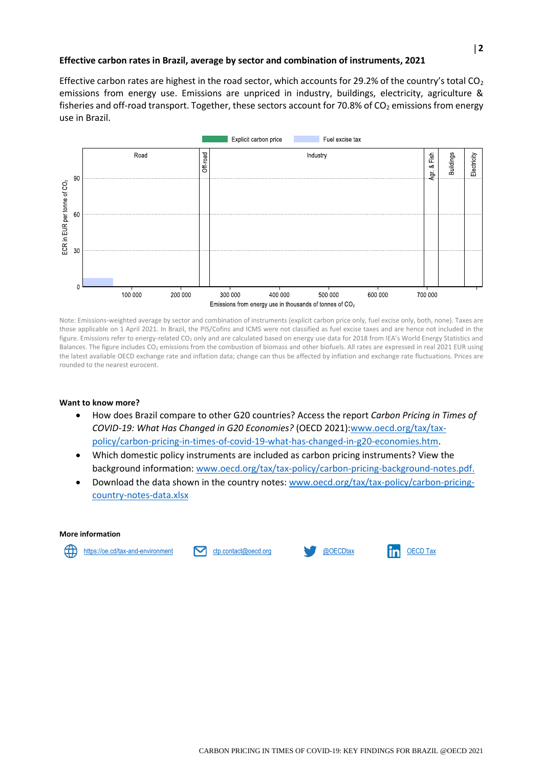**Effective carbon rates in Brazil, average by sector and combination of instruments, 2021**

Effective carbon rates are highest in the road sector, which accounts for 29.2% of the country's total $CO_2$ emissions from energy use. Emissions are unpriced in industry, buildings, electricity, agriculture & fisheries and off-road transport. Together, these sectors account for 70.8% of $CO_2$ emissions from energy use in Brazil.

Explicit carbon price
Fuel excise tax

Road
Off-road
Industry
Agr. & Fish
Buildings
Electricity

ECR in EUR per tonne of $CO_2$

0
30
60
90

100 000
200 000
300 000
400 000
500 000
600 000
700 000

Emissions from energy use in thousands of tonnes of $CO_2$

Note: Emissions-weighted average by sector and combination of instruments (explicit carbon price only, fuel excise only, both, none). Taxes are those applicable on 1 April 2021. In Brazil, the PIS/Cofins and ICMS were not classified as fuel excise taxes and are hence not included in the figure. Emissions refer to energy-related $CO_2$ only and are calculated based on energy use data for 2018 from IEA's World Energy Statistics and Balances. The figure includes $CO_2$ emissions from the combustion of biomass and other biofuels. All rates are expressed in real 2021 EUR using the latest available OECD exchange rate and inflation data; change can thus be affected by inflation and exchange rate fluctuations. Prices are rounded to the nearest eurocent.

**Want to know more?**

- How does Brazil compare to other G20 countries? Access the report *Carbon Pricing in Times of COVID-19: What Has Changed in G20 Economies?* (OECD 2021):www.oecd.org/tax/tax-policy/carbon-pricing-in-times-of-covid-19-what-has-changed-in-g20-economies.htm.
- Which domestic policy instruments are included as carbon pricing instruments? View the background information: www.oecd.org/tax/tax-policy/carbon-pricing-background-notes.pdf.
- Download the data shown in the country notes: www.oecd.org/tax/tax-policy/carbon-pricing-country-notes-data.xlsx

**More information**

https://oe.cd/tax-and-environment   ctp.contact@oecd.org   @OECDtax   OECD Tax